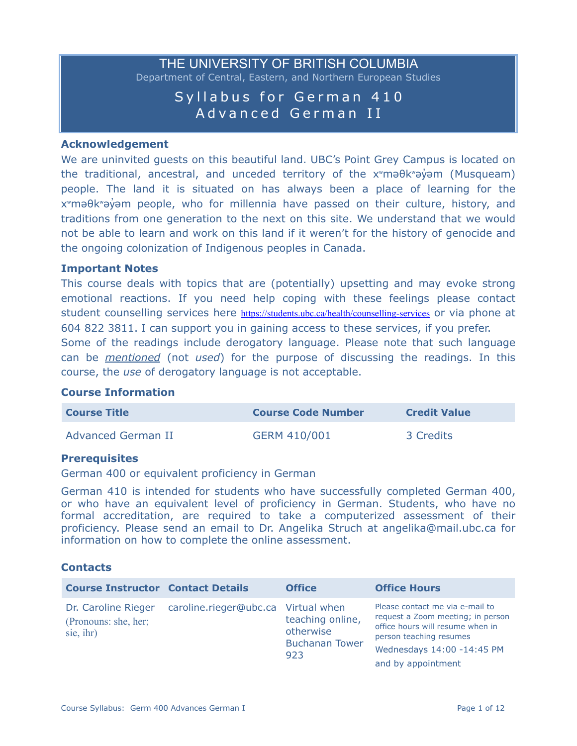# THE UNIVERSITY OF BRITISH COLUMBIA

Department of Central, Eastern, and Northern European Studies

## Syllabus for German 410
## Advanced German II

### Acknowledgement

We are uninvited guests on this beautiful land. UBC's Point Grey Campus is located on the traditional, ancestral, and unceded territory of the xʷməθkʷəy̓əm (Musqueam) people. The land it is situated on has always been a place of learning for the xʷməθkʷəy̓əm people, who for millennia have passed on their culture, history, and traditions from one generation to the next on this site. We understand that we would not be able to learn and work on this land if it weren't for the history of genocide and the ongoing colonization of Indigenous peoples in Canada.

### Important Notes

This course deals with topics that are (potentially) upsetting and may evoke strong emotional reactions. If you need help coping with these feelings please contact student counselling services here https://students.ubc.ca/health/counselling-services or via phone at 604 822 3811. I can support you in gaining access to these services, if you prefer.

Some of the readings include derogatory language. Please note that such language can be *mentioned* (not *used*) for the purpose of discussing the readings. In this course, the *use* of derogatory language is not acceptable.

### Course Information

| Course Title | Course Code Number | Credit Value |
|---|---|---|
| Advanced German II | GERM 410/001 | 3 Credits |

### Prerequisites

German 400 or equivalent proficiency in German

German 410 is intended for students who have successfully completed German 400, or who have an equivalent level of proficiency in German. Students, who have no formal accreditation, are required to take a computerized assessment of their proficiency. Please send an email to Dr. Angelika Struch at angelika@mail.ubc.ca for information on how to complete the online assessment.

### Contacts

| Course Instructor | Contact Details | Office | Office Hours |
|---|---|---|---|
| Dr. Caroline Rieger (Pronouns: she, her; sie, ihr) | caroline.rieger@ubc.ca | Virtual when teaching online, otherwise Buchanan Tower 923 | Please contact me via e-mail to request a Zoom meeting; in person office hours will resume when in person teaching resumes<br>Wednesdays 14:00 -14:45 PM<br>and by appointment |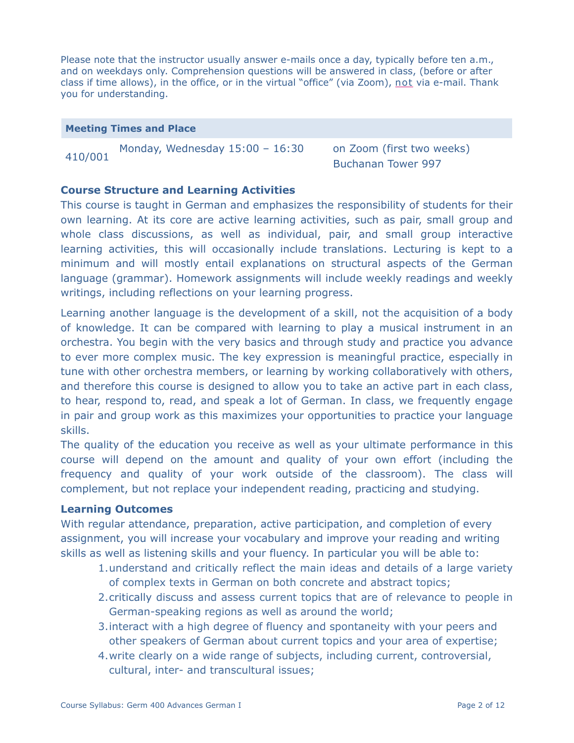Please note that the instructor usually answer e-mails once a day, typically before ten a.m., and on weekdays only. Comprehension questions will be answered in class, (before or after class if time allows), in the office, or in the virtual "office" (via Zoom), not via e-mail. Thank you for understanding.

| Meeting Times and Place | | |
|---|---|---|
| 410/001 | Monday, Wednesday 15:00 – 16:30 | on Zoom (first two weeks)<br>Buchanan Tower 997 |

### Course Structure and Learning Activities

This course is taught in German and emphasizes the responsibility of students for their own learning. At its core are active learning activities, such as pair, small group and whole class discussions, as well as individual, pair, and small group interactive learning activities, this will occasionally include translations. Lecturing is kept to a minimum and will mostly entail explanations on structural aspects of the German language (grammar). Homework assignments will include weekly readings and weekly writings, including reflections on your learning progress.

Learning another language is the development of a skill, not the acquisition of a body of knowledge. It can be compared with learning to play a musical instrument in an orchestra. You begin with the very basics and through study and practice you advance to ever more complex music. The key expression is meaningful practice, especially in tune with other orchestra members, or learning by working collaboratively with others, and therefore this course is designed to allow you to take an active part in each class, to hear, respond to, read, and speak a lot of German. In class, we frequently engage in pair and group work as this maximizes your opportunities to practice your language skills.

The quality of the education you receive as well as your ultimate performance in this course will depend on the amount and quality of your own effort (including the frequency and quality of your work outside of the classroom). The class will complement, but not replace your independent reading, practicing and studying.

### Learning Outcomes

With regular attendance, preparation, active participation, and completion of every assignment, you will increase your vocabulary and improve your reading and writing skills as well as listening skills and your fluency. In particular you will be able to:

1. understand and critically reflect the main ideas and details of a large variety of complex texts in German on both concrete and abstract topics;
2. critically discuss and assess current topics that are of relevance to people in German-speaking regions as well as around the world;
3. interact with a high degree of fluency and spontaneity with your peers and other speakers of German about current topics and your area of expertise;
4. write clearly on a wide range of subjects, including current, controversial, cultural, inter- and transcultural issues;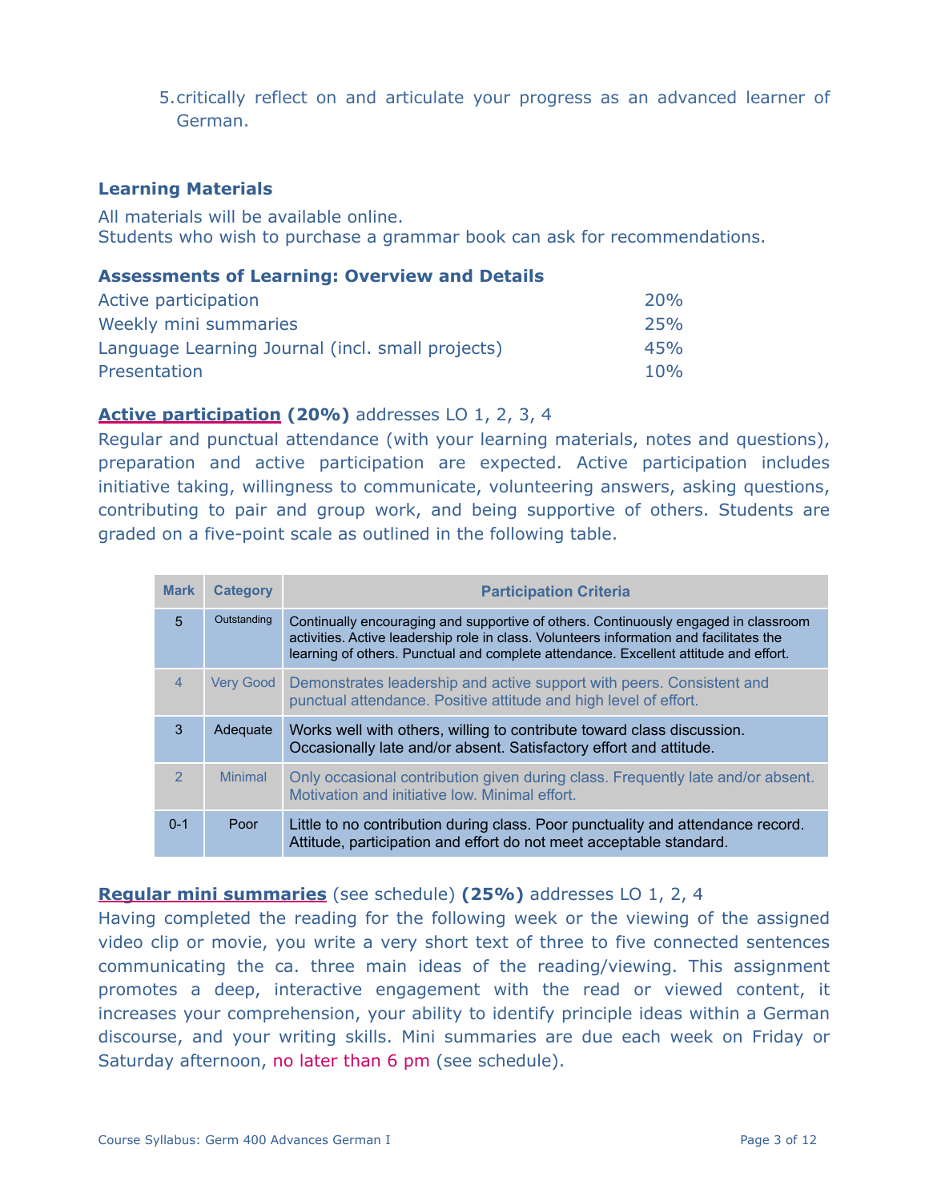5. critically reflect on and articulate your progress as an advanced learner of German.

### Learning Materials

All materials will be available online.
Students who wish to purchase a grammar book can ask for recommendations.

### Assessments of Learning: Overview and Details

| | |
|---|---|
| Active participation | 20% |
| Weekly mini summaries | 25% |
| Language Learning Journal (incl. small projects) | 45% |
| Presentation | 10% |

**Active participation (20%)** addresses LO 1, 2, 3, 4

Regular and punctual attendance (with your learning materials, notes and questions), preparation and active participation are expected. Active participation includes initiative taking, willingness to communicate, volunteering answers, asking questions, contributing to pair and group work, and being supportive of others. Students are graded on a five-point scale as outlined in the following table.

| Mark | Category | Participation Criteria |
|---|---|---|
| 5 | Outstanding | Continually encouraging and supportive of others. Continuously engaged in classroom activities. Active leadership role in class. Volunteers information and facilitates the learning of others. Punctual and complete attendance. Excellent attitude and effort. |
| 4 | Very Good | Demonstrates leadership and active support with peers. Consistent and punctual attendance. Positive attitude and high level of effort. |
| 3 | Adequate | Works well with others, willing to contribute toward class discussion. Occasionally late and/or absent. Satisfactory effort and attitude. |
| 2 | Minimal | Only occasional contribution given during class. Frequently late and/or absent. Motivation and initiative low. Minimal effort. |
| 0-1 | Poor | Little to no contribution during class. Poor punctuality and attendance record. Attitude, participation and effort do not meet acceptable standard. |

**Regular mini summaries** (see schedule) **(25%)** addresses LO 1, 2, 4

Having completed the reading for the following week or the viewing of the assigned video clip or movie, you write a very short text of three to five connected sentences communicating the ca. three main ideas of the reading/viewing. This assignment promotes a deep, interactive engagement with the read or viewed content, it increases your comprehension, your ability to identify principle ideas within a German discourse, and your writing skills. Mini summaries are due each week on Friday or Saturday afternoon, no later than 6 pm (see schedule).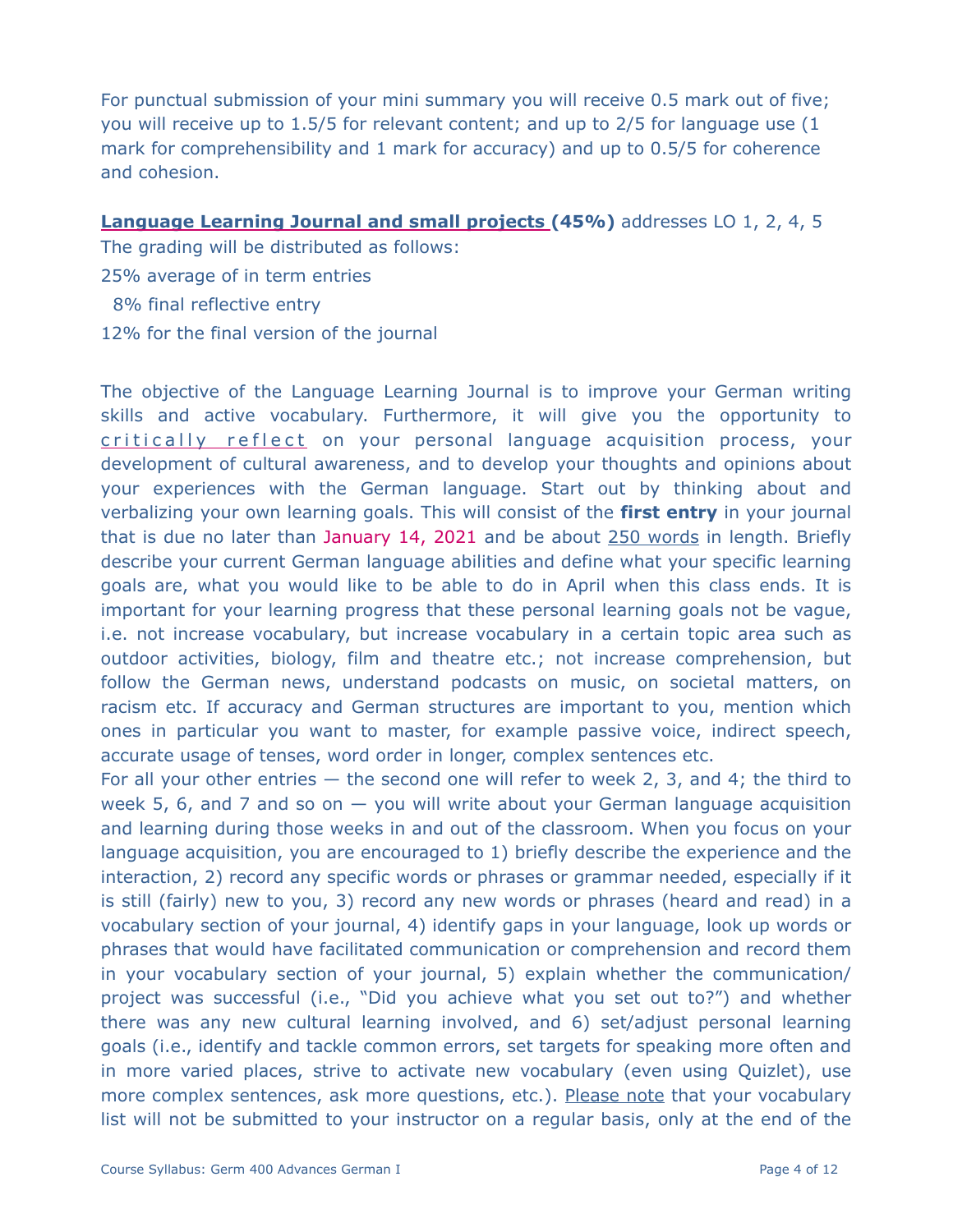For punctual submission of your mini summary you will receive 0.5 mark out of five; you will receive up to 1.5/5 for relevant content; and up to 2/5 for language use (1 mark for comprehensibility and 1 mark for accuracy) and up to 0.5/5 for coherence and cohesion.

**Language Learning Journal and small projects (45%)** addresses LO 1, 2, 4, 5

The grading will be distributed as follows:

25% average of in term entries

8% final reflective entry

12% for the final version of the journal

The objective of the Language Learning Journal is to improve your German writing skills and active vocabulary. Furthermore, it will give you the opportunity to critically reflect on your personal language acquisition process, your development of cultural awareness, and to develop your thoughts and opinions about your experiences with the German language. Start out by thinking about and verbalizing your own learning goals. This will consist of the **first entry** in your journal that is due no later than January 14, 2021 and be about 250 words in length. Briefly describe your current German language abilities and define what your specific learning goals are, what you would like to be able to do in April when this class ends. It is important for your learning progress that these personal learning goals not be vague, i.e. not increase vocabulary, but increase vocabulary in a certain topic area such as outdoor activities, biology, film and theatre etc.; not increase comprehension, but follow the German news, understand podcasts on music, on societal matters, on racism etc. If accuracy and German structures are important to you, mention which ones in particular you want to master, for example passive voice, indirect speech, accurate usage of tenses, word order in longer, complex sentences etc.

For all your other entries — the second one will refer to week 2, 3, and 4; the third to week 5, 6, and 7 and so on — you will write about your German language acquisition and learning during those weeks in and out of the classroom. When you focus on your language acquisition, you are encouraged to 1) briefly describe the experience and the interaction, 2) record any specific words or phrases or grammar needed, especially if it is still (fairly) new to you, 3) record any new words or phrases (heard and read) in a vocabulary section of your journal, 4) identify gaps in your language, look up words or phrases that would have facilitated communication or comprehension and record them in your vocabulary section of your journal, 5) explain whether the communication/ project was successful (i.e., "Did you achieve what you set out to?") and whether there was any new cultural learning involved, and 6) set/adjust personal learning goals (i.e., identify and tackle common errors, set targets for speaking more often and in more varied places, strive to activate new vocabulary (even using Quizlet), use more complex sentences, ask more questions, etc.). Please note that your vocabulary list will not be submitted to your instructor on a regular basis, only at the end of the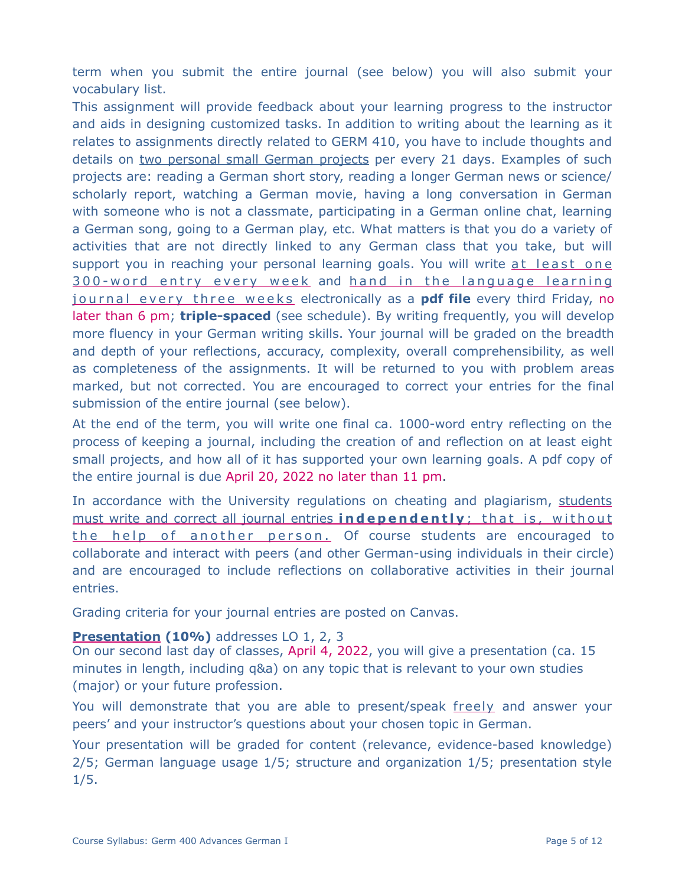term when you submit the entire journal (see below) you will also submit your vocabulary list.

This assignment will provide feedback about your learning progress to the instructor and aids in designing customized tasks. In addition to writing about the learning as it relates to assignments directly related to GERM 410, you have to include thoughts and details on two personal small German projects per every 21 days. Examples of such projects are: reading a German short story, reading a longer German news or science/ scholarly report, watching a German movie, having a long conversation in German with someone who is not a classmate, participating in a German online chat, learning a German song, going to a German play, etc. What matters is that you do a variety of activities that are not directly linked to any German class that you take, but will support you in reaching your personal learning goals. You will write at least one 300-word entry every week and hand in the language learning journal every three weeks electronically as a **pdf file** every third Friday, no later than 6 pm; **triple-spaced** (see schedule). By writing frequently, you will develop more fluency in your German writing skills. Your journal will be graded on the breadth and depth of your reflections, accuracy, complexity, overall comprehensibility, as well as completeness of the assignments. It will be returned to you with problem areas marked, but not corrected. You are encouraged to correct your entries for the final submission of the entire journal (see below).

At the end of the term, you will write one final ca. 1000-word entry reflecting on the process of keeping a journal, including the creation of and reflection on at least eight small projects, and how all of it has supported your own learning goals. A pdf copy of the entire journal is due April 20, 2022 no later than 11 pm.

In accordance with the University regulations on cheating and plagiarism, students must write and correct all journal entries **independently**; that is, without the help of another person. Of course students are encouraged to collaborate and interact with peers (and other German-using individuals in their circle) and are encouraged to include reflections on collaborative activities in their journal entries.

Grading criteria for your journal entries are posted on Canvas.

**Presentation (10%)** addresses LO 1, 2, 3

On our second last day of classes, April 4, 2022, you will give a presentation (ca. 15 minutes in length, including q&a) on any topic that is relevant to your own studies (major) or your future profession.

You will demonstrate that you are able to present/speak freely and answer your peers' and your instructor's questions about your chosen topic in German.

Your presentation will be graded for content (relevance, evidence-based knowledge) 2/5; German language usage 1/5; structure and organization 1/5; presentation style 1/5.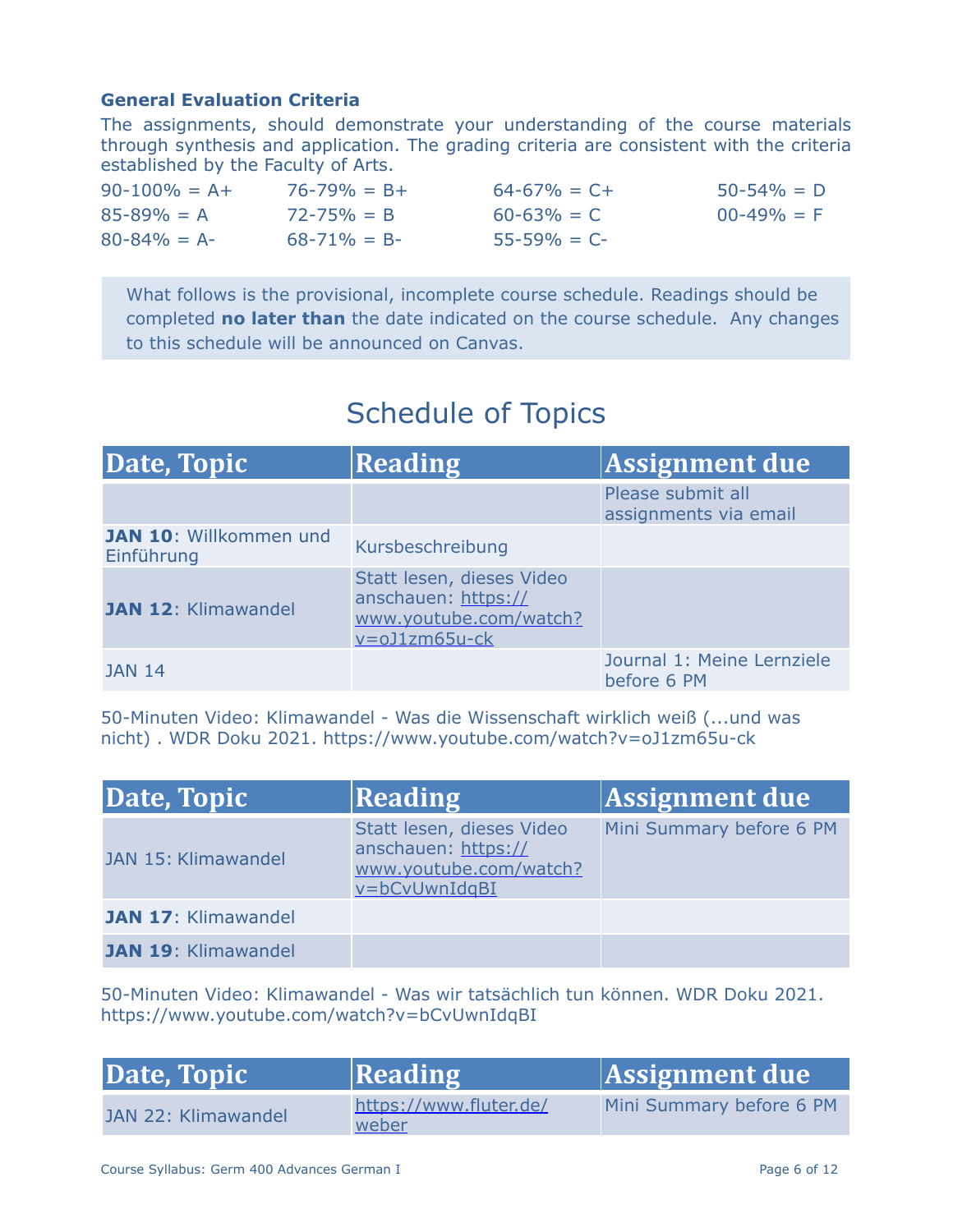### General Evaluation Criteria

The assignments, should demonstrate your understanding of the course materials through synthesis and application. The grading criteria are consistent with the criteria established by the Faculty of Arts.

| | | | |
|---|---|---|---|
| 90-100% = A+ | 76-79% = B+ | 64-67% = C+ | 50-54% = D |
| 85-89% = A | 72-75% = B | 60-63% = C | 00-49% = F |
| 80-84% = A- | 68-71% = B- | 55-59% = C- | |

What follows is the provisional, incomplete course schedule. Readings should be completed **no later than** the date indicated on the course schedule. Any changes to this schedule will be announced on Canvas.

# Schedule of Topics

| Date, Topic | Reading | Assignment due |
|---|---|---|
| | | Please submit all assignments via email |
| **JAN 10**: Willkommen und Einführung | Kursbeschreibung | |
| **JAN 12**: Klimawandel | Statt lesen, dieses Video anschauen: https://www.youtube.com/watch?v=oJ1zm65u-ck | |
| JAN 14 | | Journal 1: Meine Lernziele before 6 PM |

50-Minuten Video: Klimawandel - Was die Wissenschaft wirklich weiß (...und was nicht) . WDR Doku 2021. https://www.youtube.com/watch?v=oJ1zm65u-ck

| Date, Topic | Reading | Assignment due |
|---|---|---|
| JAN 15: Klimawandel | Statt lesen, dieses Video anschauen: https://www.youtube.com/watch?v=bCvUwnIdqBI | Mini Summary before 6 PM |
| **JAN 17**: Klimawandel | | |
| **JAN 19**: Klimawandel | | |

50-Minuten Video: Klimawandel - Was wir tatsächlich tun können. WDR Doku 2021. https://www.youtube.com/watch?v=bCvUwnIdqBI

| Date, Topic | Reading | Assignment due |
|---|---|---|
| JAN 22: Klimawandel | https://www.fluter.de/weber | Mini Summary before 6 PM |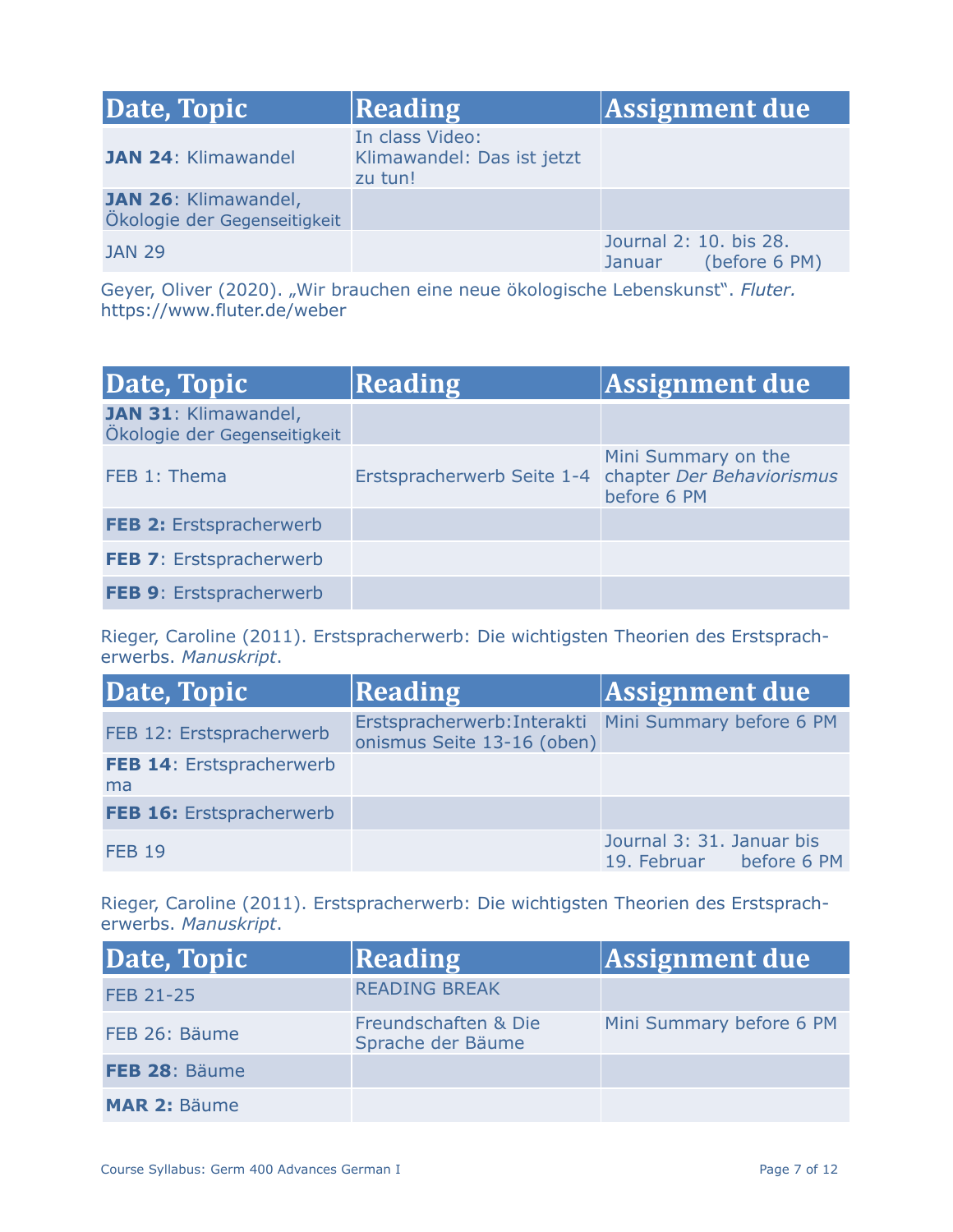| Date, Topic | Reading | Assignment due |
|---|---|---|
| **JAN 24**: Klimawandel | In class Video: Klimawandel: Das ist jetzt zu tun! | |
| **JAN 26**: Klimawandel, Ökologie der Gegenseitigkeit | | |
| JAN 29 | | Journal 2: 10. bis 28. Januar (before 6 PM) |

Geyer, Oliver (2020). „Wir brauchen eine neue ökologische Lebenskunst". *Fluter.* https://www.fluter.de/weber

| Date, Topic | Reading | Assignment due |
|---|---|---|
| **JAN 31**: Klimawandel, Ökologie der Gegenseitigkeit | | |
| FEB 1: Thema | Erstspracherwerb Seite 1-4 | Mini Summary on the chapter *Der Behaviorismus* before 6 PM |
| **FEB 2:** Erstspracherwerb | | |
| **FEB 7**: Erstspracherwerb | | |
| **FEB 9**: Erstspracherwerb | | |

Rieger, Caroline (2011). Erstspracherwerb: Die wichtigsten Theorien des Erstspracherwerbs. *Manuskript*.

| Date, Topic | Reading | Assignment due |
|---|---|---|
| FEB 12: Erstspracherwerb | Erstspracherwerb:Interaktionismus Seite 13-16 (oben) | Mini Summary before 6 PM |
| **FEB 14**: Erstspracherwerbma | | |
| **FEB 16:** Erstspracherwerb | | |
| FEB 19 | | Journal 3: 31. Januar bis 19. Februar before 6 PM |

Rieger, Caroline (2011). Erstspracherwerb: Die wichtigsten Theorien des Erstspracherwerbs. *Manuskript*.

| Date, Topic | Reading | Assignment due |
|---|---|---|
| FEB 21-25 | READING BREAK | |
| FEB 26: Bäume | Freundschaften & Die Sprache der Bäume | Mini Summary before 6 PM |
| **FEB 28**: Bäume | | |
| **MAR 2:** Bäume | | |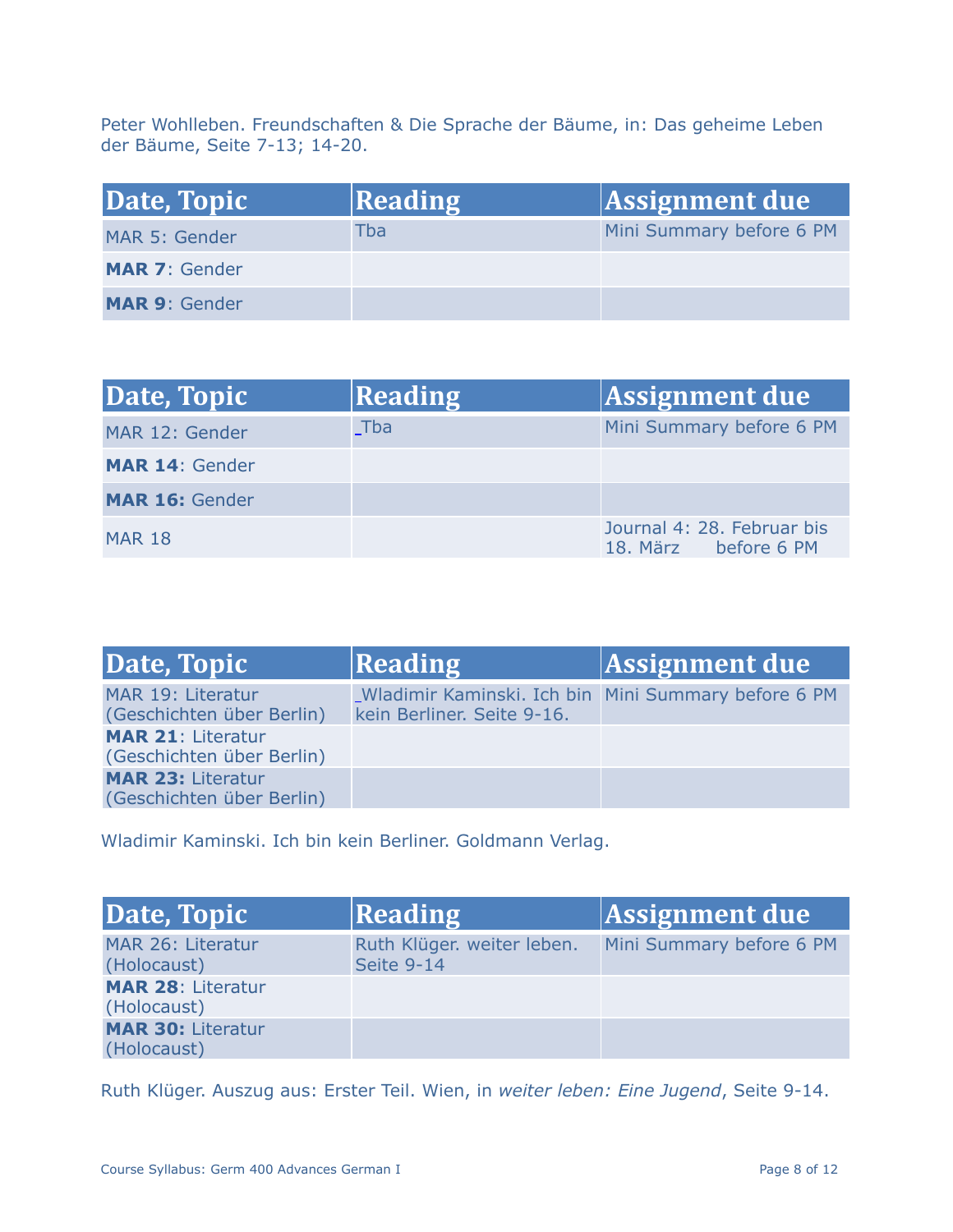Peter Wohlleben. Freundschaften & Die Sprache der Bäume, in: Das geheime Leben der Bäume, Seite 7-13; 14-20.

| Date, Topic | Reading | Assignment due |
| --- | --- | --- |
| MAR 5: Gender | Tba | Mini Summary before 6 PM |
| **MAR 7**: Gender | | |
| **MAR 9**: Gender | | |

| Date, Topic | Reading | Assignment due |
| --- | --- | --- |
| MAR 12: Gender | Tba | Mini Summary before 6 PM |
| **MAR 14**: Gender | | |
| **MAR 16:** Gender | | |
| MAR 18 | | Journal 4: 28. Februar bis 18. März before 6 PM |

| Date, Topic | Reading | Assignment due |
| --- | --- | --- |
| MAR 19: Literatur (Geschichten über Berlin) | Wladimir Kaminski. Ich bin kein Berliner. Seite 9-16. | Mini Summary before 6 PM |
| **MAR 21**: Literatur (Geschichten über Berlin) | | |
| **MAR 23:** Literatur (Geschichten über Berlin) | | |

Wladimir Kaminski. Ich bin kein Berliner. Goldmann Verlag.

| Date, Topic | Reading | Assignment due |
| --- | --- | --- |
| MAR 26: Literatur (Holocaust) | Ruth Klüger. weiter leben. Seite 9-14 | Mini Summary before 6 PM |
| **MAR 28**: Literatur (Holocaust) | | |
| **MAR 30:** Literatur (Holocaust) | | |

Ruth Klüger. Auszug aus: Erster Teil. Wien, in *weiter leben: Eine Jugend*, Seite 9-14.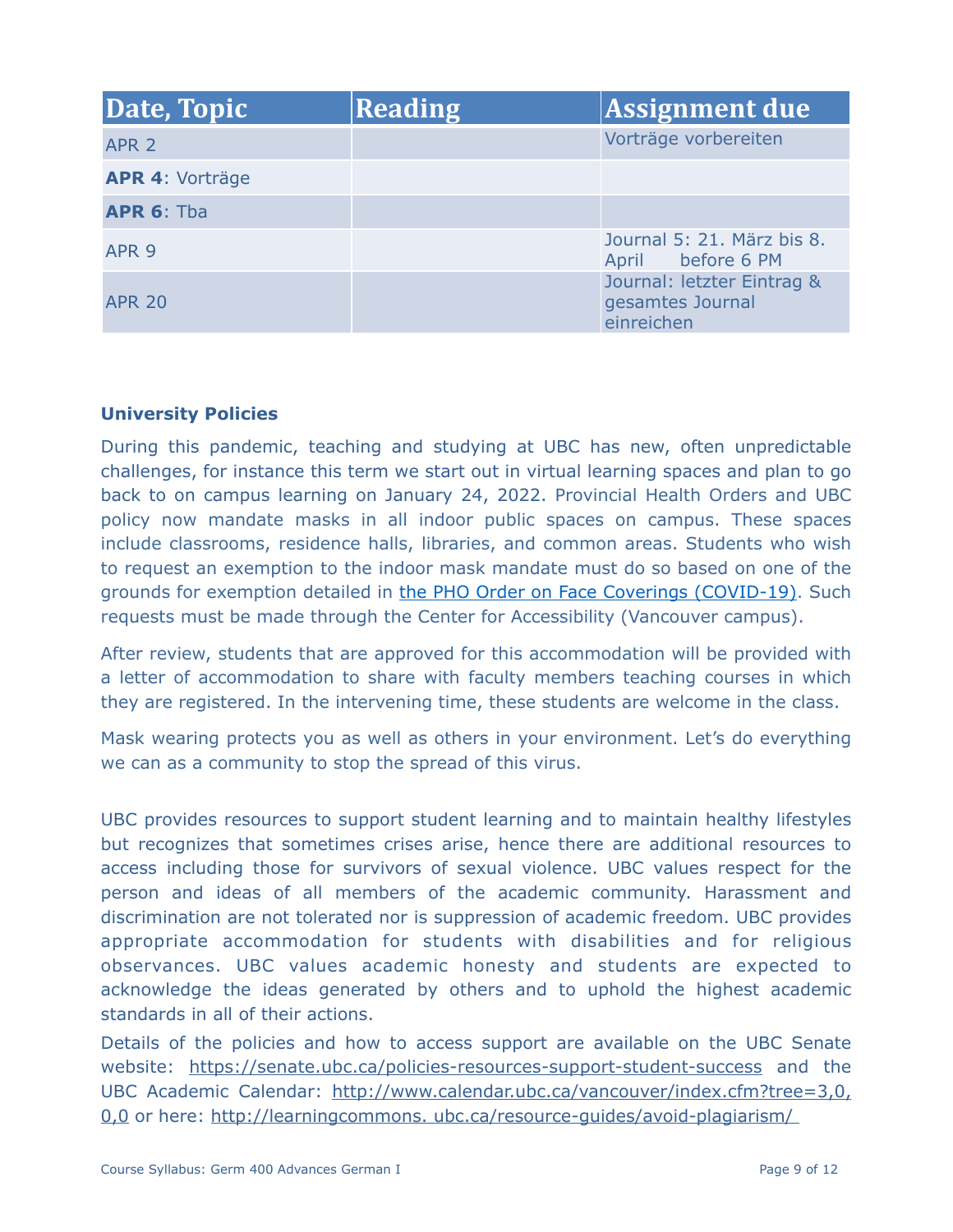| Date, Topic | Reading | Assignment due |
| --- | --- | --- |
| APR 2 | | Vorträge vorbereiten |
| **APR 4**: Vorträge | | |
| **APR 6**: Tba | | |
| APR 9 | | Journal 5: 21. März bis 8. April before 6 PM |
| APR 20 | | Journal: letzter Eintrag & gesamtes Journal einreichen |

**University Policies**

During this pandemic, teaching and studying at UBC has new, often unpredictable challenges, for instance this term we start out in virtual learning spaces and plan to go back to on campus learning on January 24, 2022. Provincial Health Orders and UBC policy now mandate masks in all indoor public spaces on campus. These spaces include classrooms, residence halls, libraries, and common areas. Students who wish to request an exemption to the indoor mask mandate must do so based on one of the grounds for exemption detailed in the PHO Order on Face Coverings (COVID-19). Such requests must be made through the Center for Accessibility (Vancouver campus).

After review, students that are approved for this accommodation will be provided with a letter of accommodation to share with faculty members teaching courses in which they are registered. In the intervening time, these students are welcome in the class.

Mask wearing protects you as well as others in your environment. Let's do everything we can as a community to stop the spread of this virus.

UBC provides resources to support student learning and to maintain healthy lifestyles but recognizes that sometimes crises arise, hence there are additional resources to access including those for survivors of sexual violence. UBC values respect for the person and ideas of all members of the academic community. Harassment and discrimination are not tolerated nor is suppression of academic freedom. UBC provides appropriate accommodation for students with disabilities and for religious observances. UBC values academic honesty and students are expected to acknowledge the ideas generated by others and to uphold the highest academic standards in all of their actions.

Details of the policies and how to access support are available on the UBC Senate website: https://senate.ubc.ca/policies-resources-support-student-success and the UBC Academic Calendar: http://www.calendar.ubc.ca/vancouver/index.cfm?tree=3,0,0,0 or here: http://learningcommons. ubc.ca/resource-guides/avoid-plagiarism/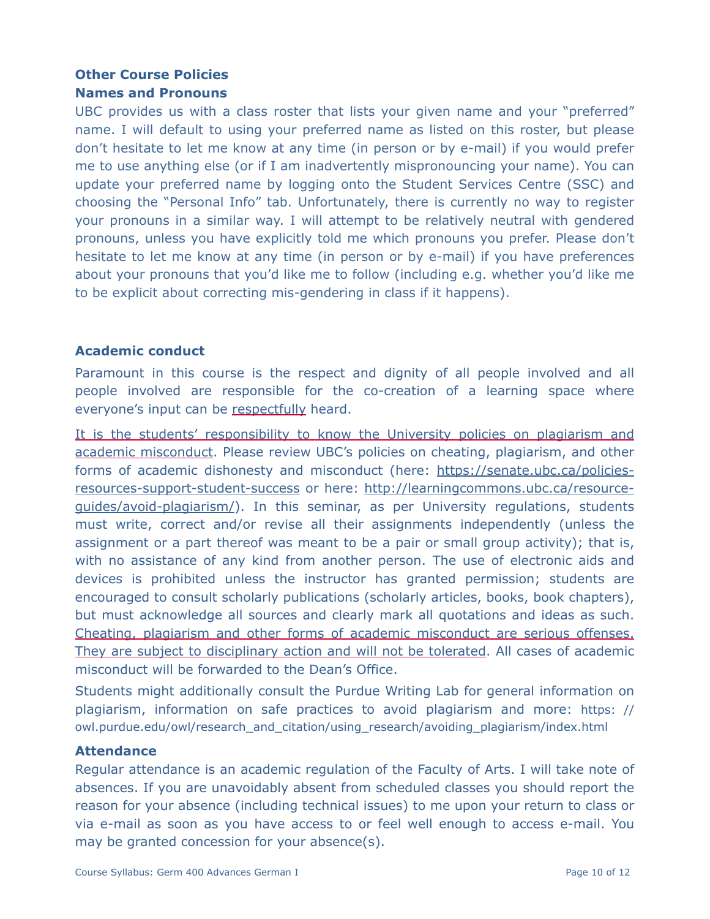## Other Course Policies

### Names and Pronouns

UBC provides us with a class roster that lists your given name and your "preferred" name. I will default to using your preferred name as listed on this roster, but please don't hesitate to let me know at any time (in person or by e-mail) if you would prefer me to use anything else (or if I am inadvertently mispronouncing your name). You can update your preferred name by logging onto the Student Services Centre (SSC) and choosing the "Personal Info" tab. Unfortunately, there is currently no way to register your pronouns in a similar way. I will attempt to be relatively neutral with gendered pronouns, unless you have explicitly told me which pronouns you prefer. Please don't hesitate to let me know at any time (in person or by e-mail) if you have preferences about your pronouns that you'd like me to follow (including e.g. whether you'd like me to be explicit about correcting mis-gendering in class if it happens).

### Academic conduct

Paramount in this course is the respect and dignity of all people involved and all people involved are responsible for the co-creation of a learning space where everyone's input can be <u>respectfully</u> heard.

<u>It is the students' responsibility to know the University policies on plagiarism and academic misconduct</u>. Please review UBC's policies on cheating, plagiarism, and other forms of academic dishonesty and misconduct (here: https://senate.ubc.ca/policies-resources-support-student-success or here: http://learningcommons.ubc.ca/resource-guides/avoid-plagiarism/). In this seminar, as per University regulations, students must write, correct and/or revise all their assignments independently (unless the assignment or a part thereof was meant to be a pair or small group activity); that is, with no assistance of any kind from another person. The use of electronic aids and devices is prohibited unless the instructor has granted permission; students are encouraged to consult scholarly publications (scholarly articles, books, book chapters), but must acknowledge all sources and clearly mark all quotations and ideas as such. <u>Cheating, plagiarism and other forms of academic misconduct are serious offenses. They are subject to disciplinary action and will not be tolerated</u>. All cases of academic misconduct will be forwarded to the Dean's Office.

Students might additionally consult the Purdue Writing Lab for general information on plagiarism, information on safe practices to avoid plagiarism and more: https://owl.purdue.edu/owl/research_and_citation/using_research/avoiding_plagiarism/index.html

### Attendance

Regular attendance is an academic regulation of the Faculty of Arts. I will take note of absences. If you are unavoidably absent from scheduled classes you should report the reason for your absence (including technical issues) to me upon your return to class or via e-mail as soon as you have access to or feel well enough to access e-mail. You may be granted concession for your absence(s).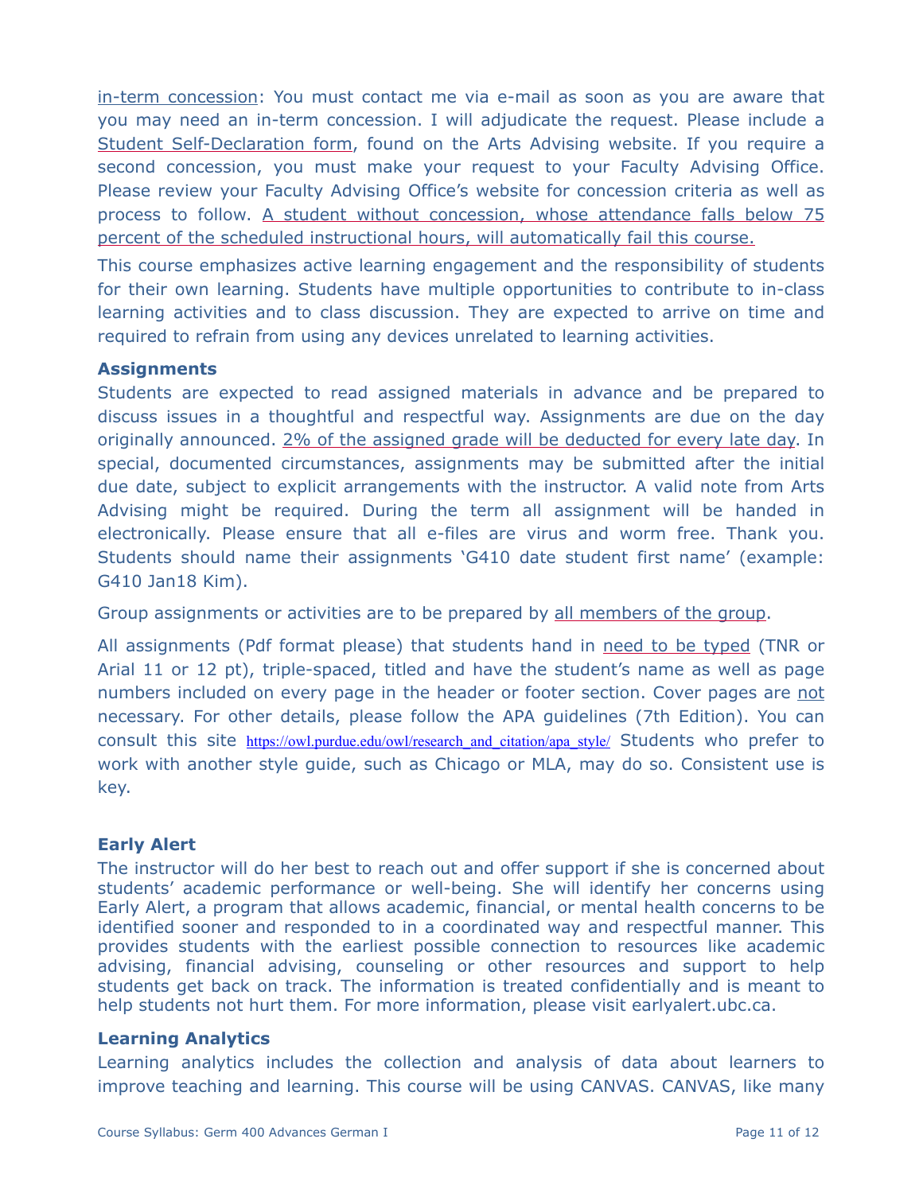in-term concession: You must contact me via e-mail as soon as you are aware that you may need an in-term concession. I will adjudicate the request. Please include a Student Self-Declaration form, found on the Arts Advising website. If you require a second concession, you must make your request to your Faculty Advising Office. Please review your Faculty Advising Office's website for concession criteria as well as process to follow. A student without concession, whose attendance falls below 75 percent of the scheduled instructional hours, will automatically fail this course.

This course emphasizes active learning engagement and the responsibility of students for their own learning. Students have multiple opportunities to contribute to in-class learning activities and to class discussion. They are expected to arrive on time and required to refrain from using any devices unrelated to learning activities.

### Assignments

Students are expected to read assigned materials in advance and be prepared to discuss issues in a thoughtful and respectful way. Assignments are due on the day originally announced. 2% of the assigned grade will be deducted for every late day. In special, documented circumstances, assignments may be submitted after the initial due date, subject to explicit arrangements with the instructor. A valid note from Arts Advising might be required. During the term all assignment will be handed in electronically. Please ensure that all e-files are virus and worm free. Thank you. Students should name their assignments 'G410 date student first name' (example: G410 Jan18 Kim).

Group assignments or activities are to be prepared by all members of the group.

All assignments (Pdf format please) that students hand in need to be typed (TNR or Arial 11 or 12 pt), triple-spaced, titled and have the student's name as well as page numbers included on every page in the header or footer section. Cover pages are not necessary. For other details, please follow the APA guidelines (7th Edition). You can consult this site https://owl.purdue.edu/owl/research_and_citation/apa_style/ Students who prefer to work with another style guide, such as Chicago or MLA, may do so. Consistent use is key.

### Early Alert

The instructor will do her best to reach out and offer support if she is concerned about students' academic performance or well-being. She will identify her concerns using Early Alert, a program that allows academic, financial, or mental health concerns to be identified sooner and responded to in a coordinated way and respectful manner. This provides students with the earliest possible connection to resources like academic advising, financial advising, counseling or other resources and support to help students get back on track. The information is treated confidentially and is meant to help students not hurt them. For more information, please visit earlyalert.ubc.ca.

### Learning Analytics

Learning analytics includes the collection and analysis of data about learners to improve teaching and learning. This course will be using CANVAS. CANVAS, like many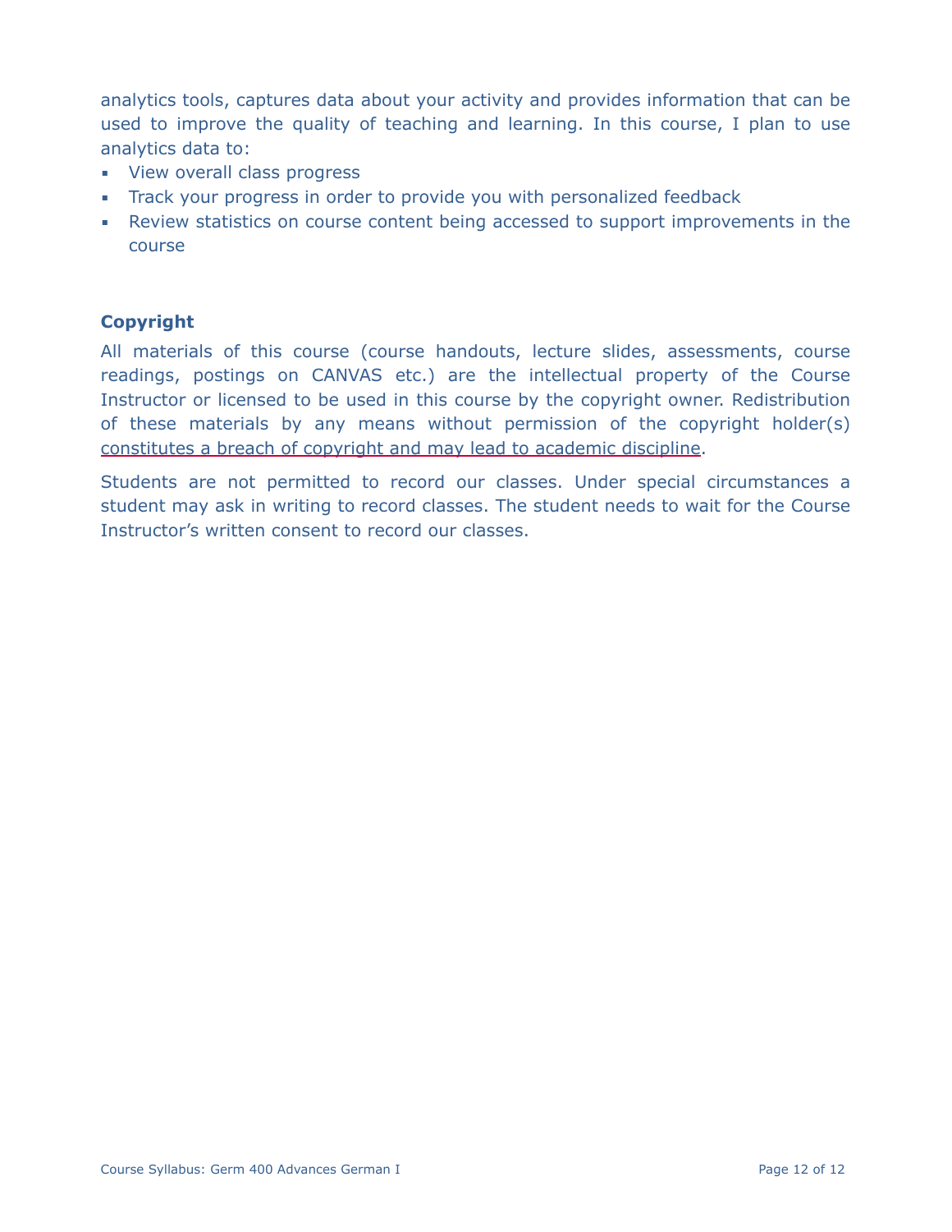analytics tools, captures data about your activity and provides information that can be used to improve the quality of teaching and learning. In this course, I plan to use analytics data to:

- View overall class progress
- Track your progress in order to provide you with personalized feedback
- Review statistics on course content being accessed to support improvements in the course

## Copyright

All materials of this course (course handouts, lecture slides, assessments, course readings, postings on CANVAS etc.) are the intellectual property of the Course Instructor or licensed to be used in this course by the copyright owner. Redistribution of these materials by any means without permission of the copyright holder(s) constitutes a breach of copyright and may lead to academic discipline.

Students are not permitted to record our classes. Under special circumstances a student may ask in writing to record classes. The student needs to wait for the Course Instructor's written consent to record our classes.